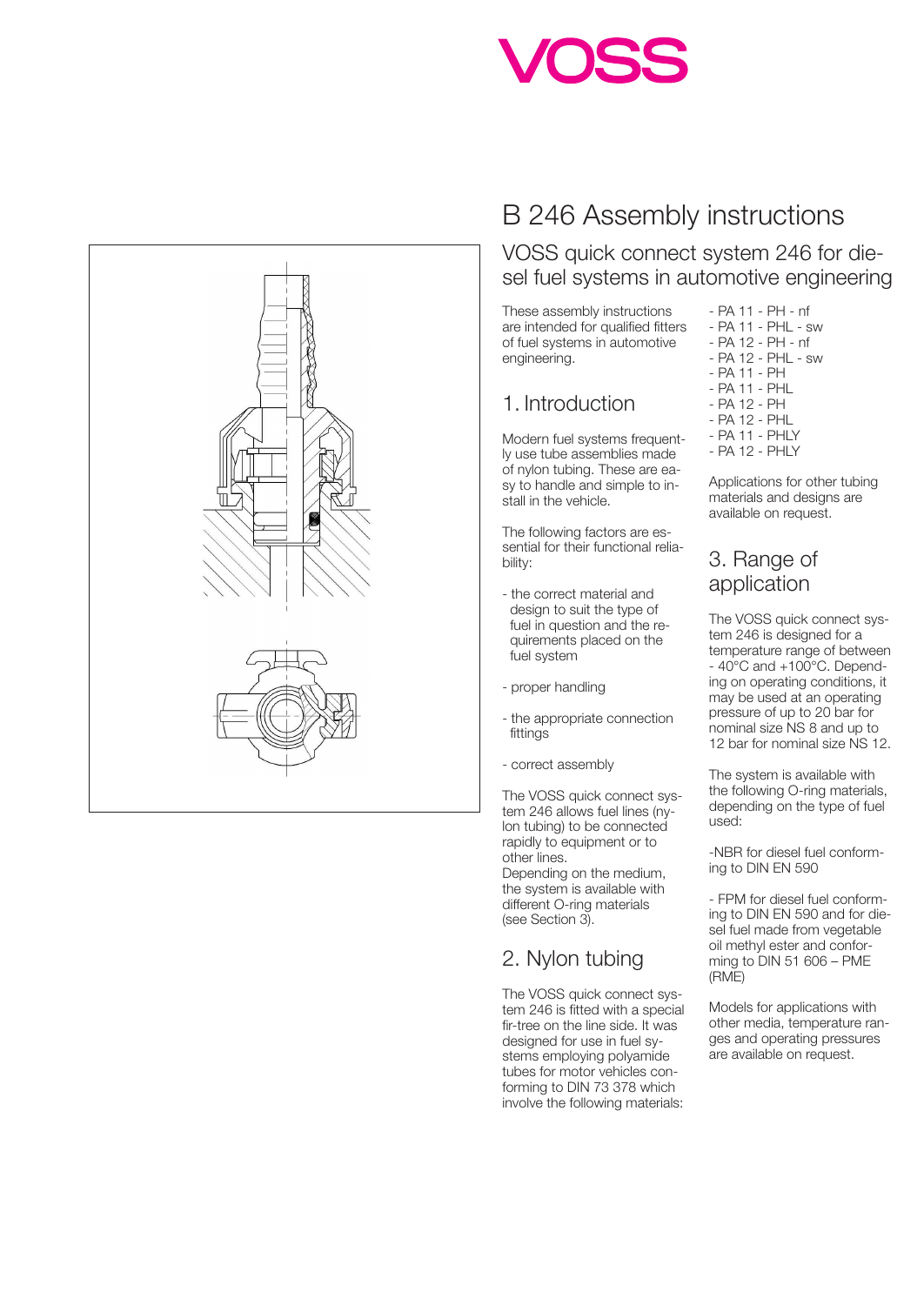VOSS

# B 246 Assembly instructions

## VOSS quick connect system 246 for diesel fuel systems in automotive engineering

These assembly instructions are intended for qualified fitters of fuel systems in automotive engineering.

## 1. Introduction

Modern fuel systems frequently use tube assemblies made of nylon tubing. These are easy to handle and simple to install in the vehicle.

The following factors are essential for their functional reliability:

- the correct material and design to suit the type of fuel in question and the requirements placed on the fuel system
- proper handling
- the appropriate connection fittings
- correct assembly

The VOSS quick connect system 246 allows fuel lines (nylon tubing) to be connected rapidly to equipment or to other lines.
Depending on the medium, the system is available with different O-ring materials (see Section 3).

## 2. Nylon tubing

The VOSS quick connect system 246 is fitted with a special fir-tree on the line side. It was designed for use in fuel systems employing polyamide tubes for motor vehicles conforming to DIN 73 378 which involve the following materials:

- PA 11 - PH - nf
- PA 11 - PHL - sw
- PA 12 - PH - nf
- PA 12 - PHL - sw
- PA 11 - PH
- PA 11 - PHL
- PA 12 - PH
- PA 12 - PHL
- PA 11 - PHLY
- PA 12 - PHLY

Applications for other tubing materials and designs are available on request.

## 3. Range of application

The VOSS quick connect system 246 is designed for a temperature range of between - 40°C and +100°C. Depending on operating conditions, it may be used at an operating pressure of up to 20 bar for nominal size NS 8 and up to 12 bar for nominal size NS 12.

The system is available with the following O-ring materials, depending on the type of fuel used:

-NBR for diesel fuel conforming to DIN EN 590

- FPM for diesel fuel conforming to DIN EN 590 and for diesel fuel made from vegetable oil methyl ester and conforming to DIN 51 606 – PME (RME)

Models for applications with other media, temperature ranges and operating pressures are available on request.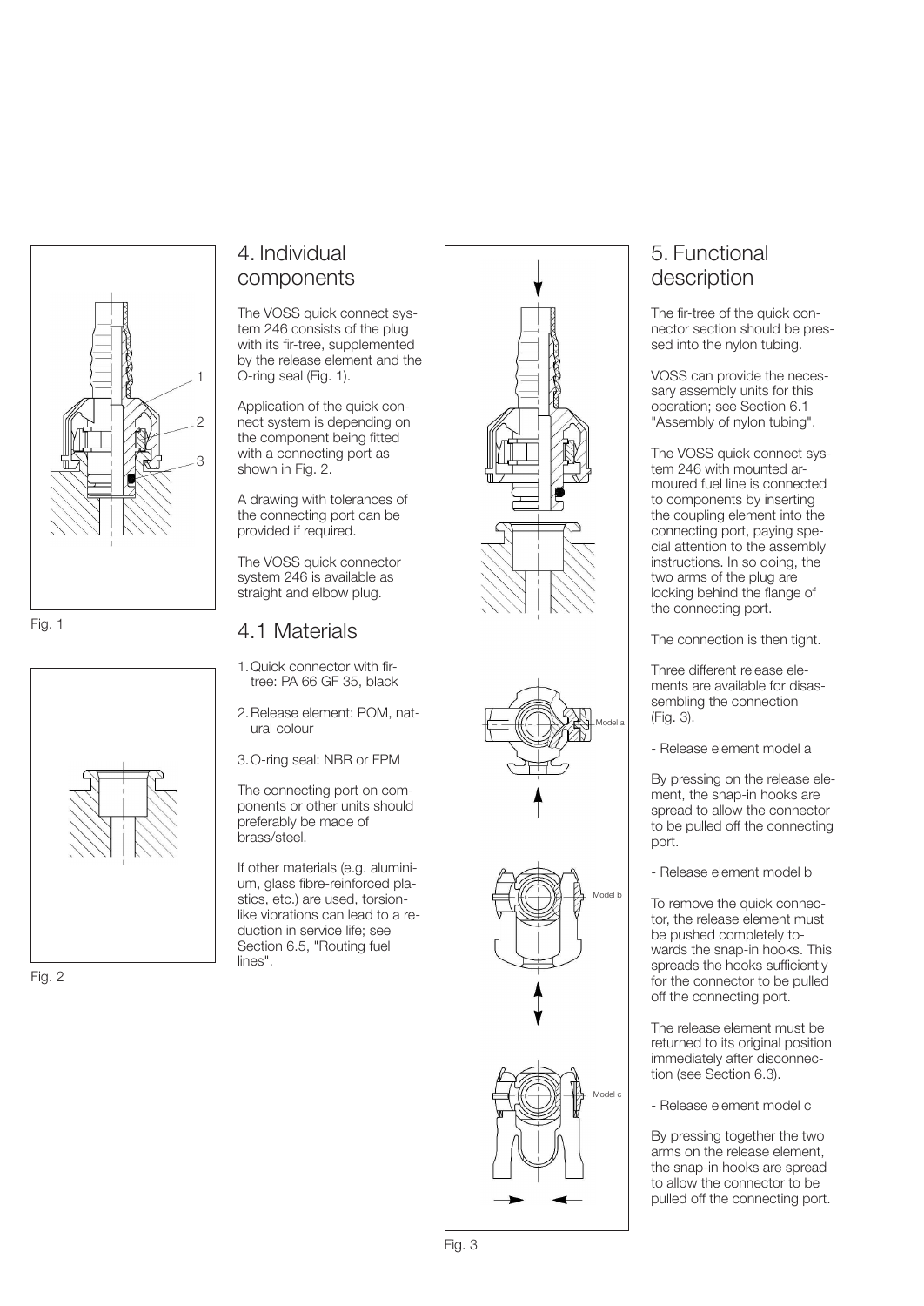Fig. 1

Fig. 2

## 4. Individual components

The VOSS quick connect system 246 consists of the plug with its fir-tree, supplemented by the release element and the O-ring seal (Fig. 1).

Application of the quick connect system is depending on the component being fitted with a connecting port as shown in Fig. 2.

A drawing with tolerances of the connecting port can be provided if required.

The VOSS quick connector system 246 is available as straight and elbow plug.

## 4.1 Materials

1. Quick connector with fir-tree: PA 66 GF 35, black
2. Release element: POM, natural colour
3. O-ring seal: NBR or FPM

The connecting port on components or other units should preferably be made of brass/steel.

If other materials (e.g. aluminium, glass fibre-reinforced plastics, etc.) are used, torsion-like vibrations can lead to a reduction in service life; see Section 6.5, "Routing fuel lines".

Fig. 3

## 5. Functional description

The fir-tree of the quick connector section should be pressed into the nylon tubing.

VOSS can provide the necessary assembly units for this operation; see Section 6.1 "Assembly of nylon tubing".

The VOSS quick connect system 246 with mounted armoured fuel line is connected to components by inserting the coupling element into the connecting port, paying special attention to the assembly instructions. In so doing, the two arms of the plug are locking behind the flange of the connecting port.

The connection is then tight.

Three different release elements are available for disassembling the connection (Fig. 3).

- Release element model a

By pressing on the release element, the snap-in hooks are spread to allow the connector to be pulled off the connecting port.

- Release element model b

To remove the quick connector, the release element must be pushed completely towards the snap-in hooks. This spreads the hooks sufficiently for the connector to be pulled off the connecting port.

The release element must be returned to its original position immediately after disconnection (see Section 6.3).

- Release element model c

By pressing together the two arms on the release element, the snap-in hooks are spread to allow the connector to be pulled off the connecting port.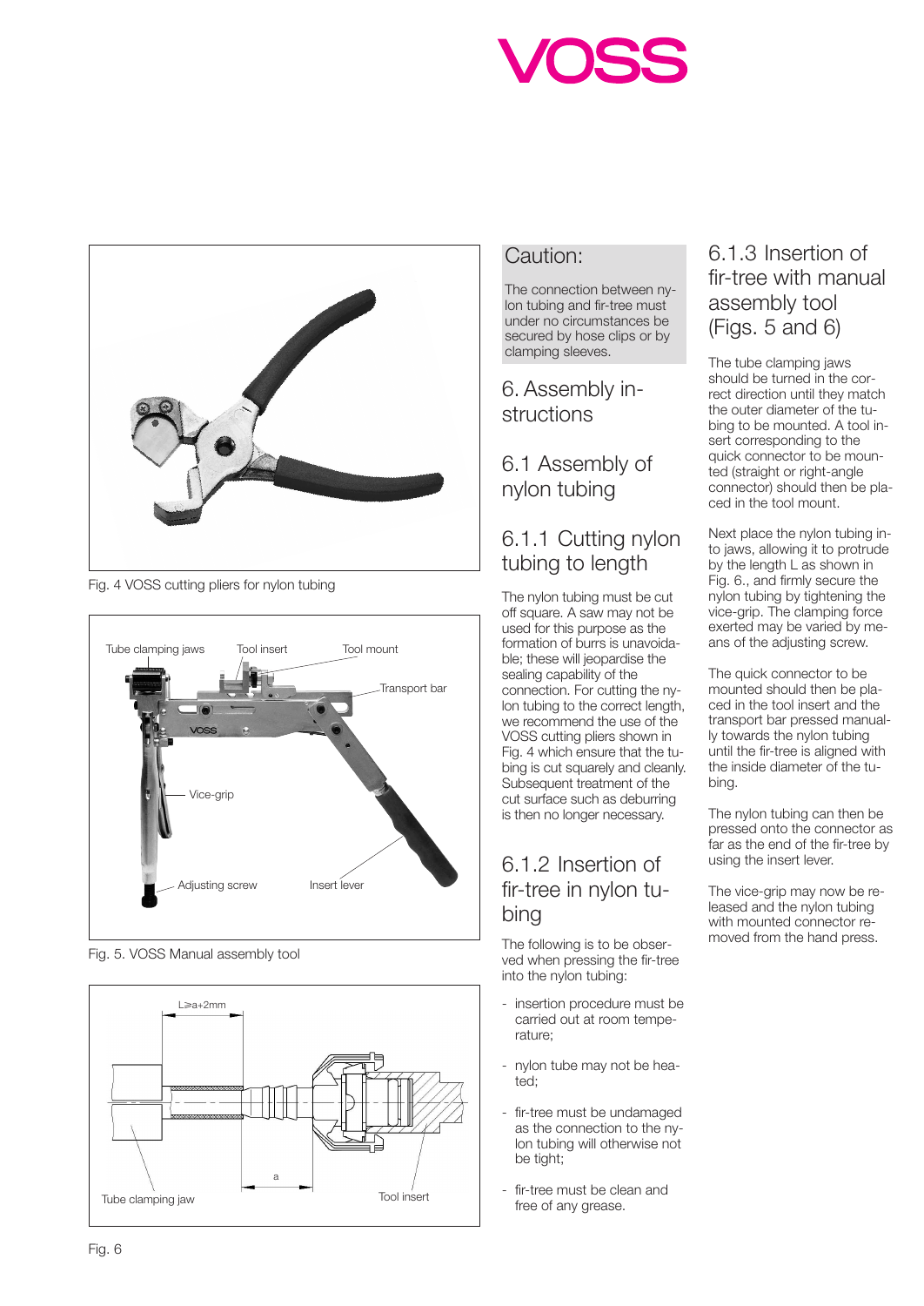Fig. 4 VOSS cutting pliers for nylon tubing

Tube clamping jaws Tool insert Tool mount Transport bar Vice-grip Adjusting screw Insert lever

Fig. 5. VOSS Manual assembly tool

L≥a+2mm a Tube clamping jaw Tool insert

Fig. 6

## Caution:

The connection between nylon tubing and fir-tree must under no circumstances be secured by hose clips or by clamping sleeves.

# 6. Assembly instructions

## 6.1 Assembly of nylon tubing

### 6.1.1 Cutting nylon tubing to length

The nylon tubing must be cut off square. A saw may not be used for this purpose as the formation of burrs is unavoidable; these will jeopardise the sealing capability of the connection. For cutting the nylon tubing to the correct length, we recommend the use of the VOSS cutting pliers shown in Fig. 4 which ensure that the tubing is cut squarely and cleanly. Subsequent treatment of the cut surface such as deburring is then no longer necessary.

### 6.1.2 Insertion of fir-tree in nylon tubing

The following is to be observed when pressing the fir-tree into the nylon tubing:

- insertion procedure must be carried out at room temperature;
- nylon tube may not be heated;
- fir-tree must be undamaged as the connection to the nylon tubing will otherwise not be tight;
- fir-tree must be clean and free of any grease.

### 6.1.3 Insertion of fir-tree with manual assembly tool (Figs. 5 and 6)

The tube clamping jaws should be turned in the correct direction until they match the outer diameter of the tubing to be mounted. A tool insert corresponding to the quick connector to be mounted (straight or right-angle connector) should then be placed in the tool mount.

Next place the nylon tubing into jaws, allowing it to protrude by the length L as shown in Fig. 6., and firmly secure the nylon tubing by tightening the vice-grip. The clamping force exerted may be varied by means of the adjusting screw.

The quick connector to be mounted should then be placed in the tool insert and the transport bar pressed manually towards the nylon tubing until the fir-tree is aligned with the inside diameter of the tubing.

The nylon tubing can then be pressed onto the connector as far as the end of the fir-tree by using the insert lever.

The vice-grip may now be released and the nylon tubing with mounted connector removed from the hand press.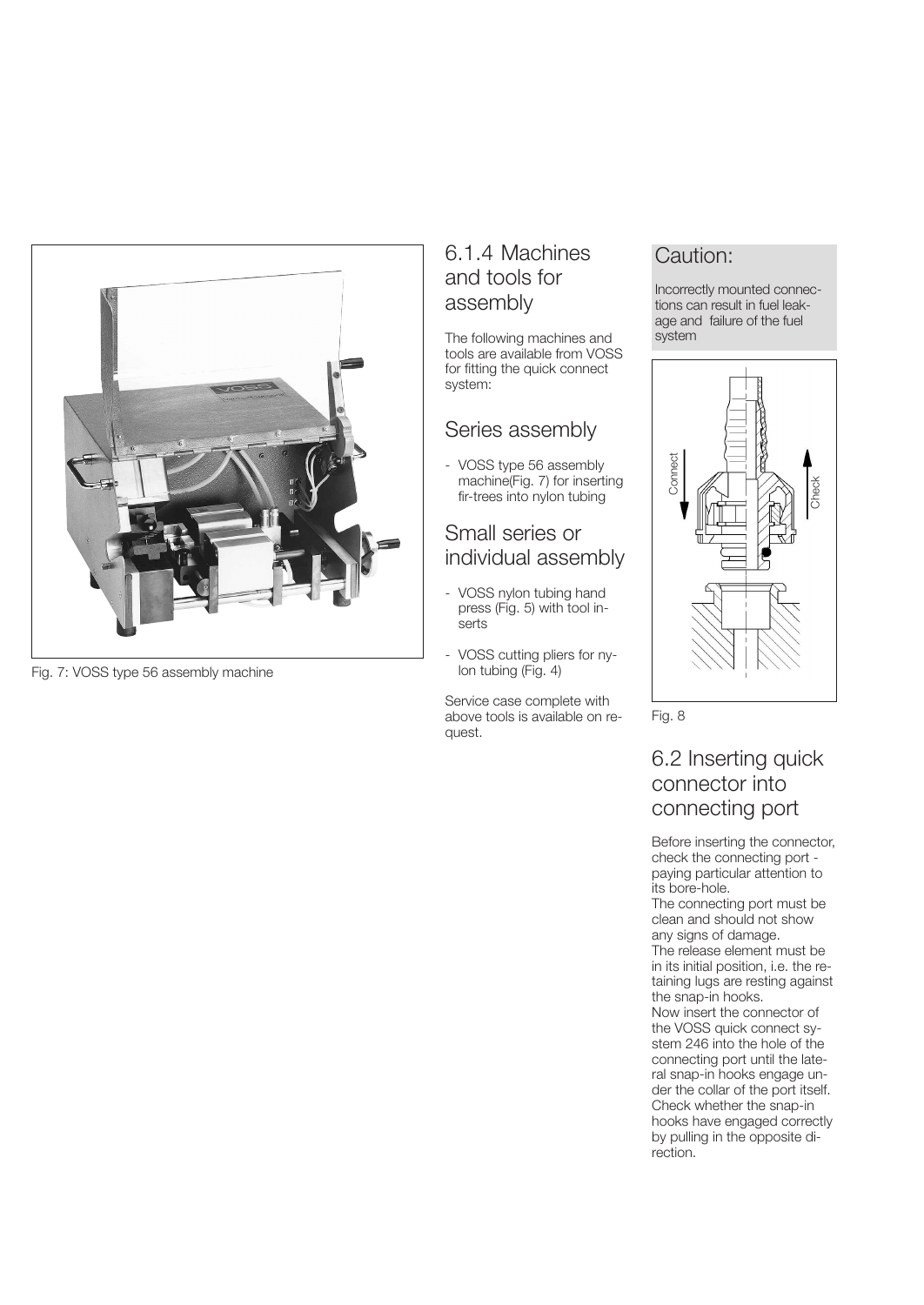Fig. 7: VOSS type 56 assembly machine

## 6.1.4 Machines and tools for assembly

The following machines and tools are available from VOSS for fitting the quick connect system:

### Series assembly

- VOSS type 56 assembly machine(Fig. 7) for inserting fir-trees into nylon tubing

### Small series or individual assembly

- VOSS nylon tubing hand press (Fig. 5) with tool inserts
- VOSS cutting pliers for nylon tubing (Fig. 4)

Service case complete with above tools is available on request.

## Caution:

Incorrectly mounted connections can result in fuel leakage and failure of the fuel system

Fig. 8

## 6.2 Inserting quick connector into connecting port

Before inserting the connector, check the connecting port - paying particular attention to its bore-hole.
The connecting port must be clean and should not show any signs of damage.
The release element must be in its initial position, i.e. the retaining lugs are resting against the snap-in hooks.
Now insert the connector of the VOSS quick connect system 246 into the hole of the connecting port until the lateral snap-in hooks engage under the collar of the port itself.
Check whether the snap-in hooks have engaged correctly by pulling in the opposite direction.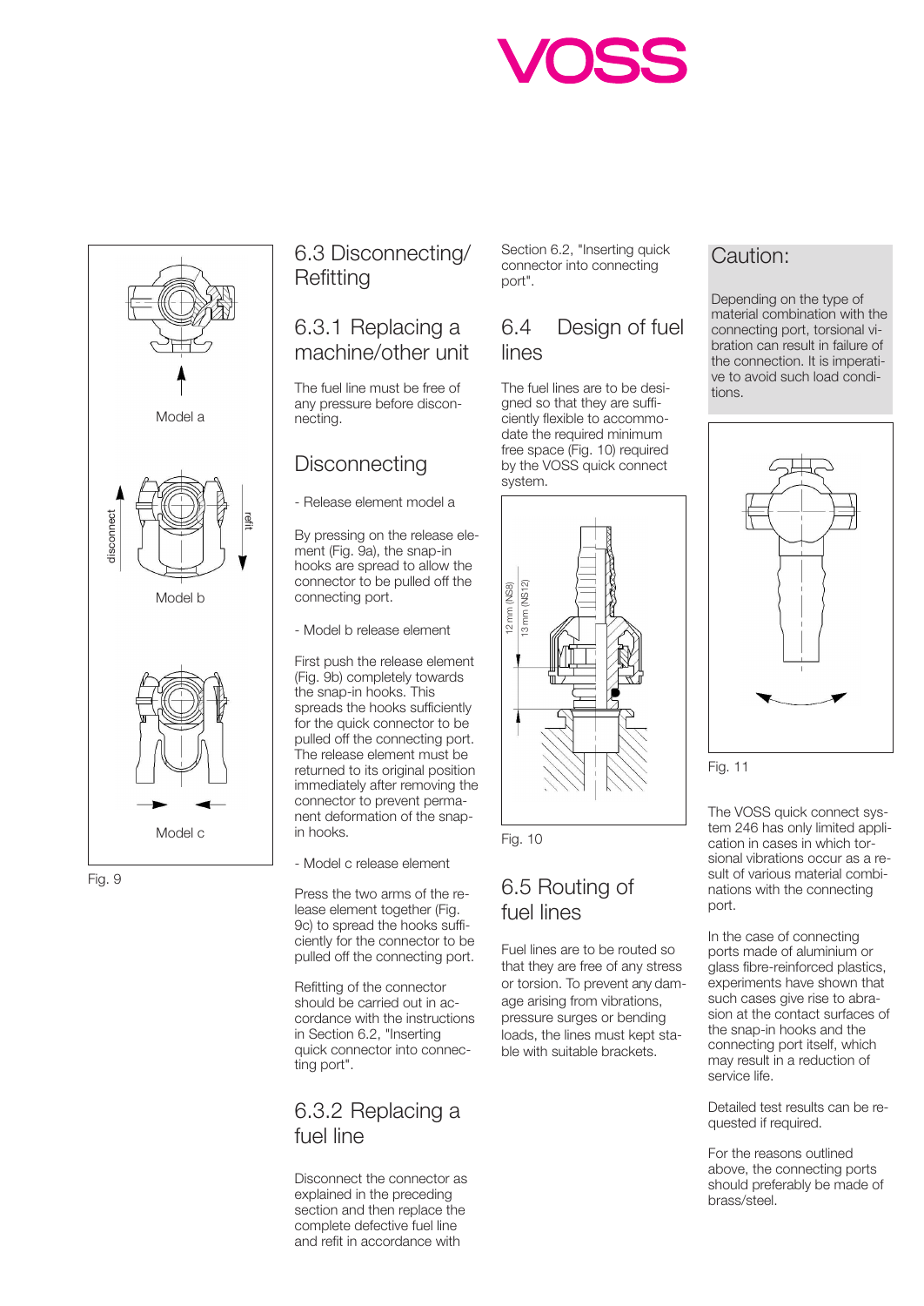Model a

disconnect

refit

Model b

Model c

Fig. 9

## 6.3 Disconnecting/ Refitting

### 6.3.1 Replacing a machine/other unit

The fuel line must be free of any pressure before disconnecting.

### Disconnecting

- Release element model a

By pressing on the release element (Fig. 9a), the snap-in hooks are spread to allow the connector to be pulled off the connecting port.

- Model b release element

First push the release element (Fig. 9b) completely towards the snap-in hooks. This spreads the hooks sufficiently for the quick connector to be pulled off the connecting port. The release element must be returned to its original position immediately after removing the connector to prevent permanent deformation of the snap-in hooks.

- Model c release element

Press the two arms of the release element together (Fig. 9c) to spread the hooks sufficiently for the connector to be pulled off the connecting port.

Refitting of the connector should be carried out in accordance with the instructions in Section 6.2, "Inserting quick connector into connecting port".

### 6.3.2 Replacing a fuel line

Disconnect the connector as explained in the preceding section and then replace the complete defective fuel line and refit in accordance with Section 6.2, "Inserting quick connector into connecting port".

## 6.4 Design of fuel lines

The fuel lines are to be designed so that they are sufficiently flexible to accommodate the required minimum free space (Fig. 10) required by the VOSS quick connect system.

12 mm (NS8)

13 mm (NS12)

Fig. 10

## 6.5 Routing of fuel lines

Fuel lines are to be routed so that they are free of any stress or torsion. To prevent any damage arising from vibrations, pressure surges or bending loads, the lines must kept stable with suitable brackets.

### Caution:

Depending on the type of material combination with the connecting port, torsional vibration can result in failure of the connection. It is imperative to avoid such load conditions.

Fig. 11

The VOSS quick connect system 246 has only limited application in cases in which torsional vibrations occur as a result of various material combinations with the connecting port.

In the case of connecting ports made of aluminium or glass fibre-reinforced plastics, experiments have shown that such cases give rise to abrasion at the contact surfaces of the snap-in hooks and the connecting port itself, which may result in a reduction of service life.

Detailed test results can be requested if required.

For the reasons outlined above, the connecting ports should preferably be made of brass/steel.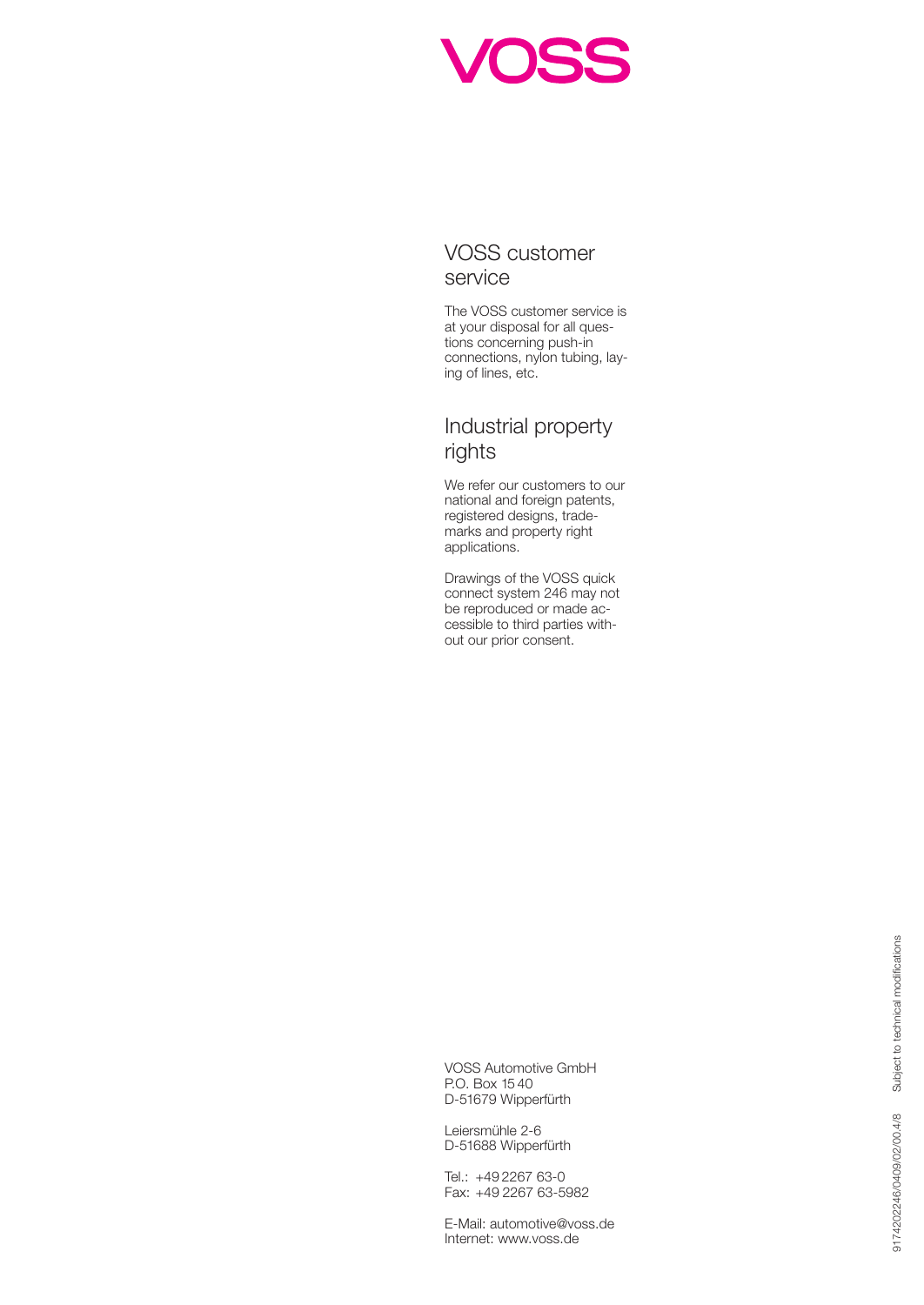VOSS

## VOSS customer service

The VOSS customer service is at your disposal for all questions concerning push-in connections, nylon tubing, laying of lines, etc.

## Industrial property rights

We refer our customers to our national and foreign patents, registered designs, trademarks and property right applications.

Drawings of the VOSS quick connect system 246 may not be reproduced or made accessible to third parties without our prior consent.

VOSS Automotive GmbH
P.O. Box 15 40
D-51679 Wipperfürth

Leiersmühle 2-6
D-51688 Wipperfürth

Tel.: +49 2267 63-0
Fax: +49 2267 63-5982

E-Mail: automotive@voss.de
Internet: www.voss.de

9174202246/0409/02/00.4/8 Subject to technical modifications